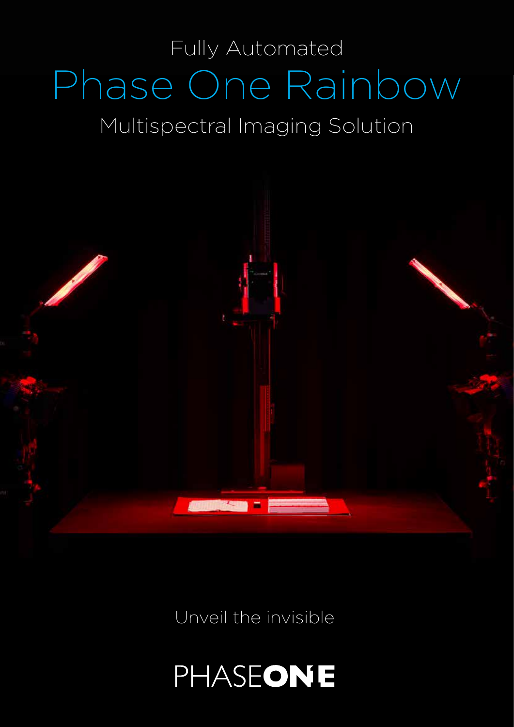Fully Automated

# Phase One Rainbow

Multispectral Imaging Solution

Unveil the invisible

PHASEONE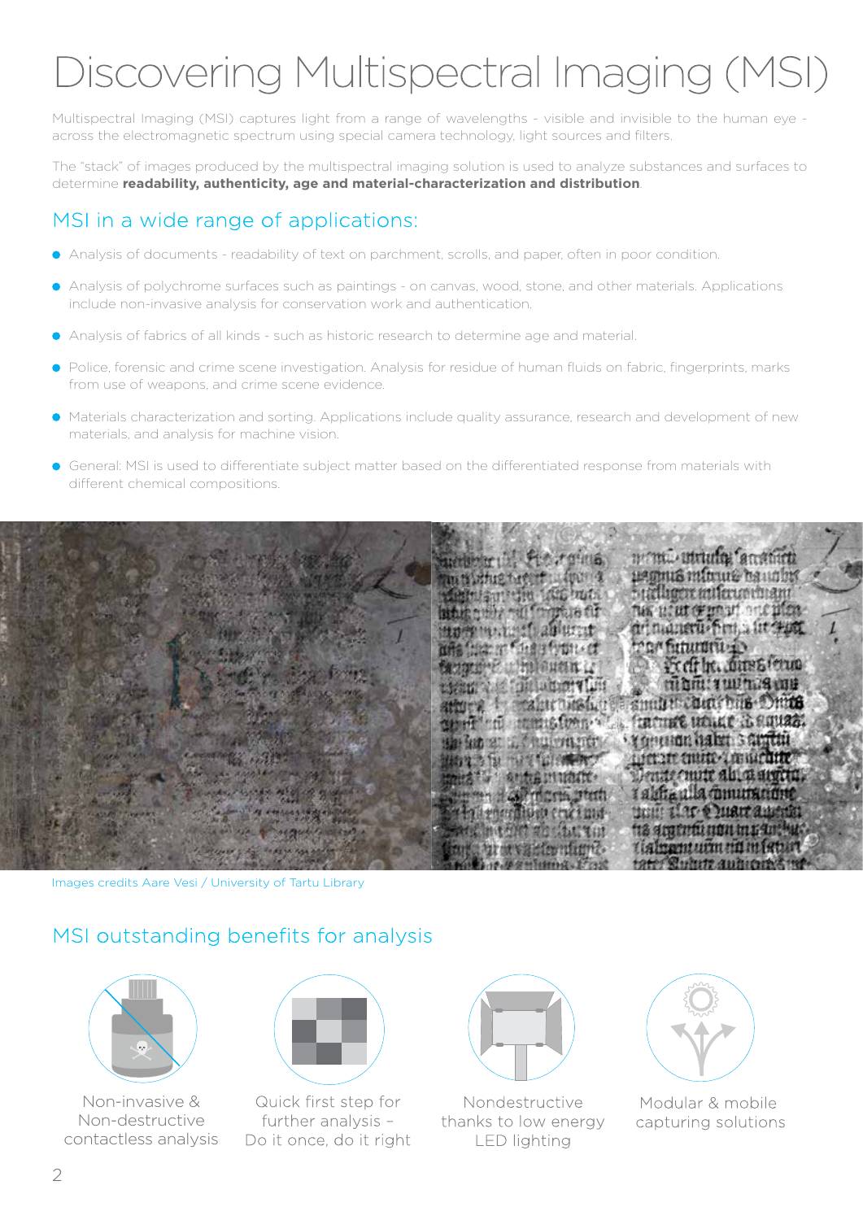# Discovering Multispectral Imaging (MSI)

Multispectral Imaging (MSI) captures light from a range of wavelengths - visible and invisible to the human eye - across the electromagnetic spectrum using special camera technology, light sources and filters.

The "stack" of images produced by the multispectral imaging solution is used to analyze substances and surfaces to determine **readability, authenticity, age and material-characterization and distribution**.

## MSI in a wide range of applications:

- Analysis of documents - readability of text on parchment, scrolls, and paper, often in poor condition.
- Analysis of polychrome surfaces such as paintings - on canvas, wood, stone, and other materials. Applications include non-invasive analysis for conservation work and authentication.
- Analysis of fabrics of all kinds - such as historic research to determine age and material.
- Police, forensic and crime scene investigation. Analysis for residue of human fluids on fabric, fingerprints, marks from use of weapons, and crime scene evidence.
- Materials characterization and sorting. Applications include quality assurance, research and development of new materials, and analysis for machine vision.
- General: MSI is used to differentiate subject matter based on the differentiated response from materials with different chemical compositions.

Images credits Aare Vesi / University of Tartu Library

## MSI outstanding benefits for analysis

- Non-invasive & Non-destructive contactless analysis
- Quick first step for further analysis – Do it once, do it right
- Nondestructive thanks to low energy LED lighting
- Modular & mobile capturing solutions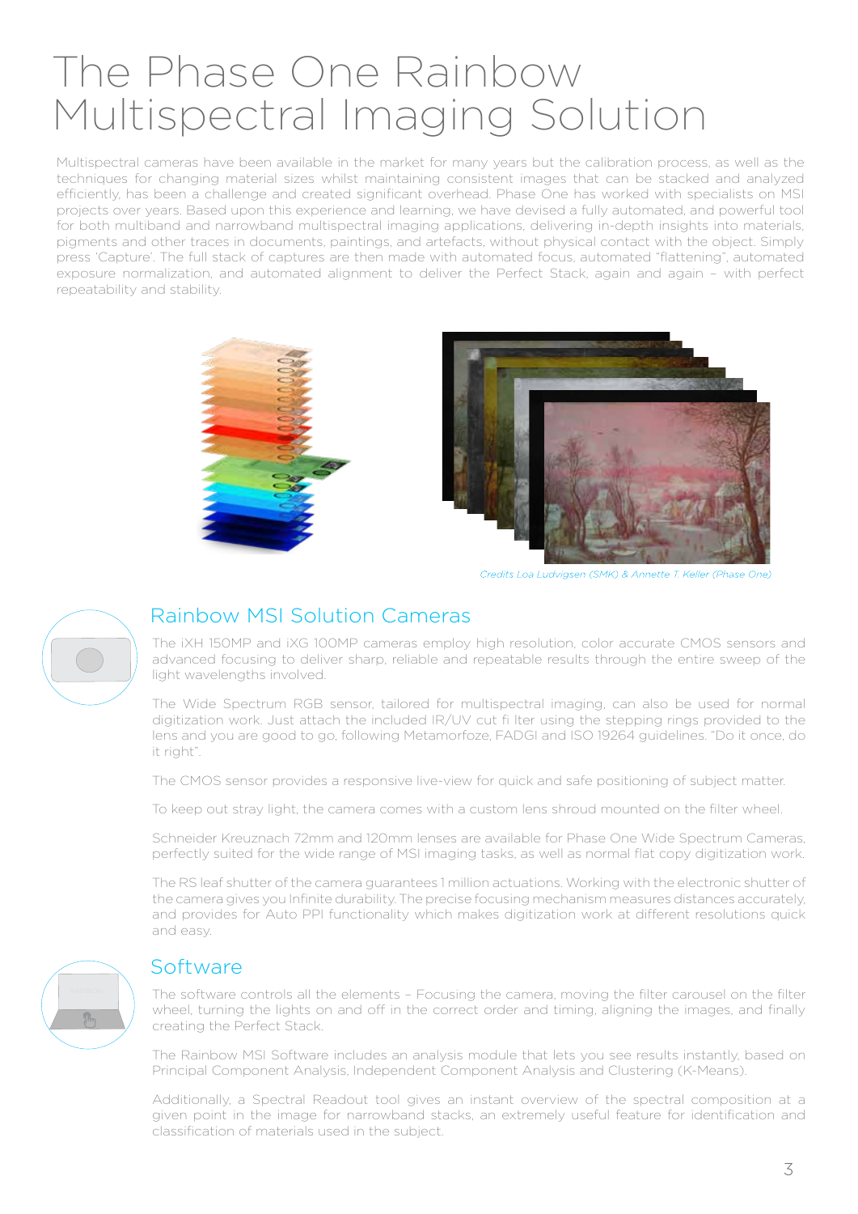# The Phase One Rainbow Multispectral Imaging Solution

Multispectral cameras have been available in the market for many years but the calibration process, as well as the techniques for changing material sizes whilst maintaining consistent images that can be stacked and analyzed efficiently, has been a challenge and created significant overhead. Phase One has worked with specialists on MSI projects over years. Based upon this experience and learning, we have devised a fully automated, and powerful tool for both multiband and narrowband multispectral imaging applications, delivering in-depth insights into materials, pigments and other traces in documents, paintings, and artefacts, without physical contact with the object. Simply press 'Capture'. The full stack of captures are then made with automated focus, automated "flattening", automated exposure normalization, and automated alignment to deliver the Perfect Stack, again and again – with perfect repeatability and stability.

*Credits Loa Ludvigsen (SMK) & Annette T. Keller (Phase One)*

## Rainbow MSI Solution Cameras

The iXH 150MP and iXG 100MP cameras employ high resolution, color accurate CMOS sensors and advanced focusing to deliver sharp, reliable and repeatable results through the entire sweep of the light wavelengths involved.

The Wide Spectrum RGB sensor, tailored for multispectral imaging, can also be used for normal digitization work. Just attach the included IR/UV cut fi lter using the stepping rings provided to the lens and you are good to go, following Metamorfoze, FADGI and ISO 19264 guidelines. "Do it once, do it right".

The CMOS sensor provides a responsive live-view for quick and safe positioning of subject matter.

To keep out stray light, the camera comes with a custom lens shroud mounted on the filter wheel.

Schneider Kreuznach 72mm and 120mm lenses are available for Phase One Wide Spectrum Cameras, perfectly suited for the wide range of MSI imaging tasks, as well as normal flat copy digitization work.

The RS leaf shutter of the camera guarantees 1 million actuations. Working with the electronic shutter of the camera gives you Infinite durability. The precise focusing mechanism measures distances accurately, and provides for Auto PPI functionality which makes digitization work at different resolutions quick and easy.

## Software

The software controls all the elements – Focusing the camera, moving the filter carousel on the filter wheel, turning the lights on and off in the correct order and timing, aligning the images, and finally creating the Perfect Stack.

The Rainbow MSI Software includes an analysis module that lets you see results instantly, based on Principal Component Analysis, Independent Component Analysis and Clustering (K-Means).

Additionally, a Spectral Readout tool gives an instant overview of the spectral composition at a given point in the image for narrowband stacks, an extremely useful feature for identification and classification of materials used in the subject.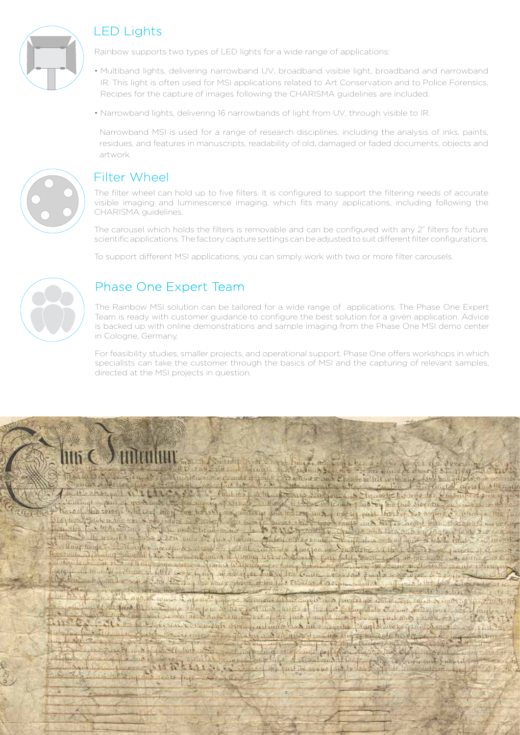## LED Lights

Rainbow supports two types of LED lights for a wide range of applications:

- Multiband lights, delivering narrowband UV, broadband visible light, broadband and narrowband IR. This light is often used for MSI applications related to Art Conservation and to Police Forensics. Recipes for the capture of images following the CHARISMA guidelines are included.
- Narrowband lights, delivering 16 narrowbands of light from UV, through visible to IR.

  Narrowband MSI is used for a range of research disciplines, including the analysis of inks, paints, residues, and features in manuscripts, readability of old, damaged or faded documents, objects and artwork.

## Filter Wheel

The filter wheel can hold up to five filters. It is configured to support the filtering needs of accurate visible imaging and luminescence imaging, which fits many applications, including following the CHARISMA guidelines.

The carousel which holds the filters is removable and can be configured with any 2" filters for future scientific applications. The factory capture settings can be adjusted to suit different filter configurations.

To support different MSI applications, you can simply work with two or more filter carousels.

## Phase One Expert Team

The Rainbow MSI solution can be tailored for a wide range of applications. The Phase One Expert Team is ready with customer guidance to configure the best solution for a given application. Advice is backed up with online demonstrations and sample imaging from the Phase One MSI demo center in Cologne, Germany.

For feasibility studies, smaller projects, and operational support, Phase One offers workshops in which specialists can take the customer through the basics of MSI and the capturing of relevant samples, directed at the MSI projects in question.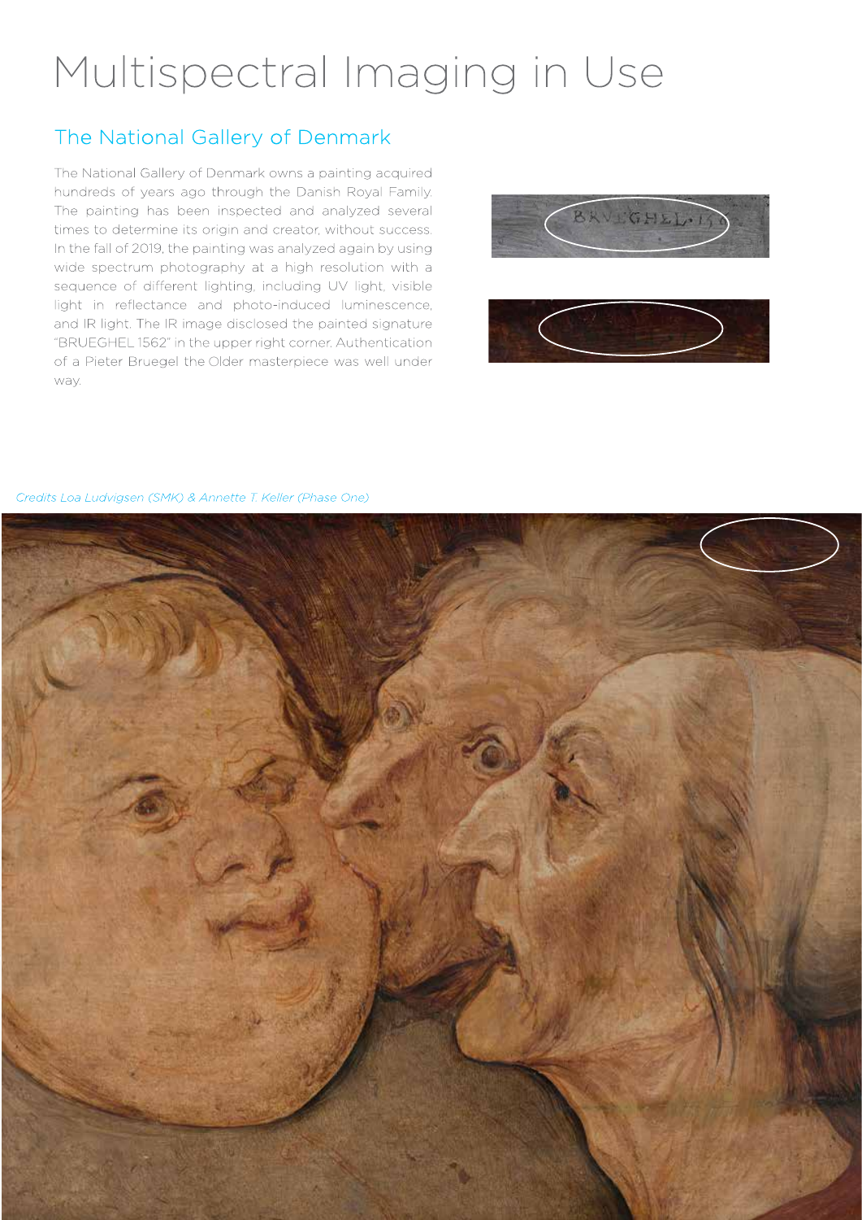# Multispectral Imaging in Use

## The National Gallery of Denmark

The National Gallery of Denmark owns a painting acquired hundreds of years ago through the Danish Royal Family. The painting has been inspected and analyzed several times to determine its origin and creator, without success. In the fall of 2019, the painting was analyzed again by using wide spectrum photography at a high resolution with a sequence of different lighting, including UV light, visible light in reflectance and photo-induced luminescence, and IR light. The IR image disclosed the painted signature "BRUEGHEL 1562" in the upper right corner. Authentication of a Pieter Bruegel the Older masterpiece was well under way.

*Credits Loa Ludvigsen (SMK) & Annette T. Keller (Phase One)*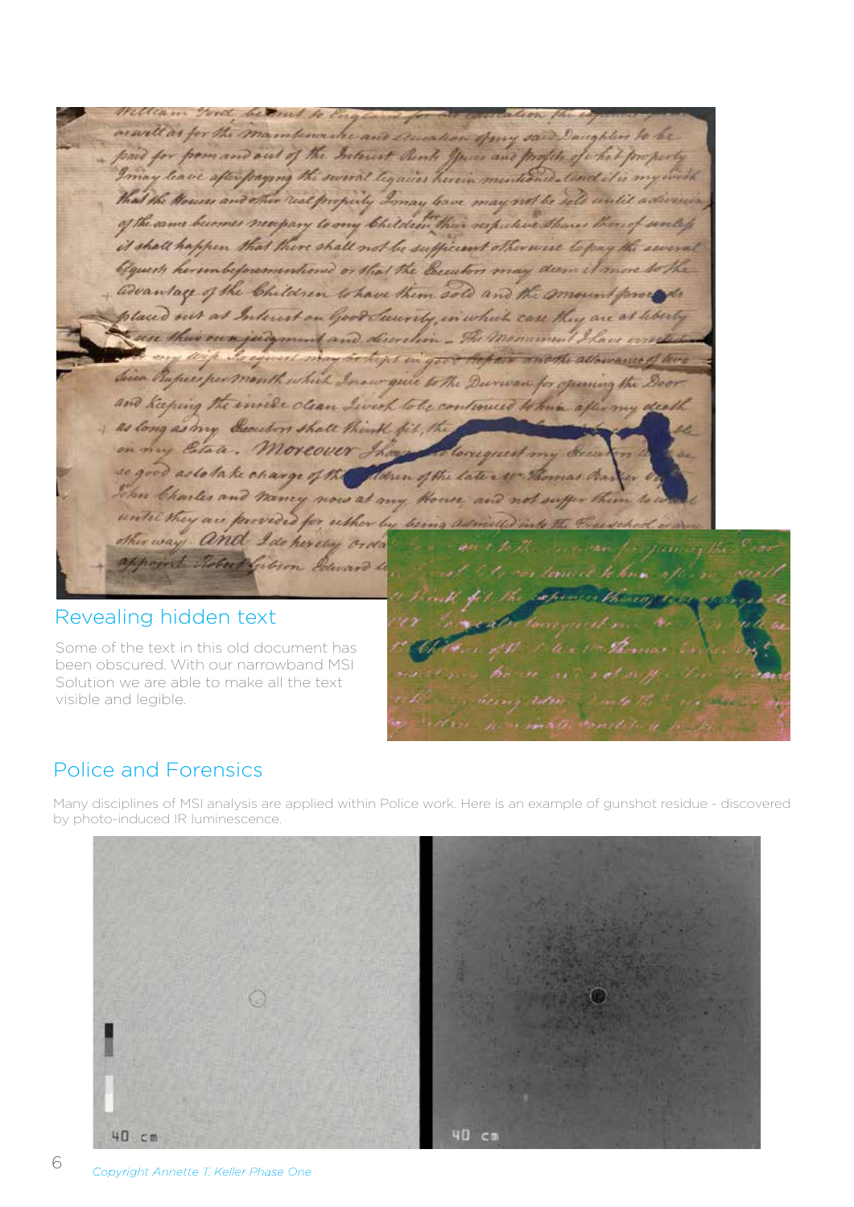## Revealing hidden text

Some of the text in this old document has been obscured. With our narrowband MSI Solution we are able to make all the text visible and legible.

## Police and Forensics

Many disciplines of MSI analysis are applied within Police work. Here is an example of gunshot residue - discovered by photo-induced IR luminescence.

*Copyright Annette T. Keller Phase One*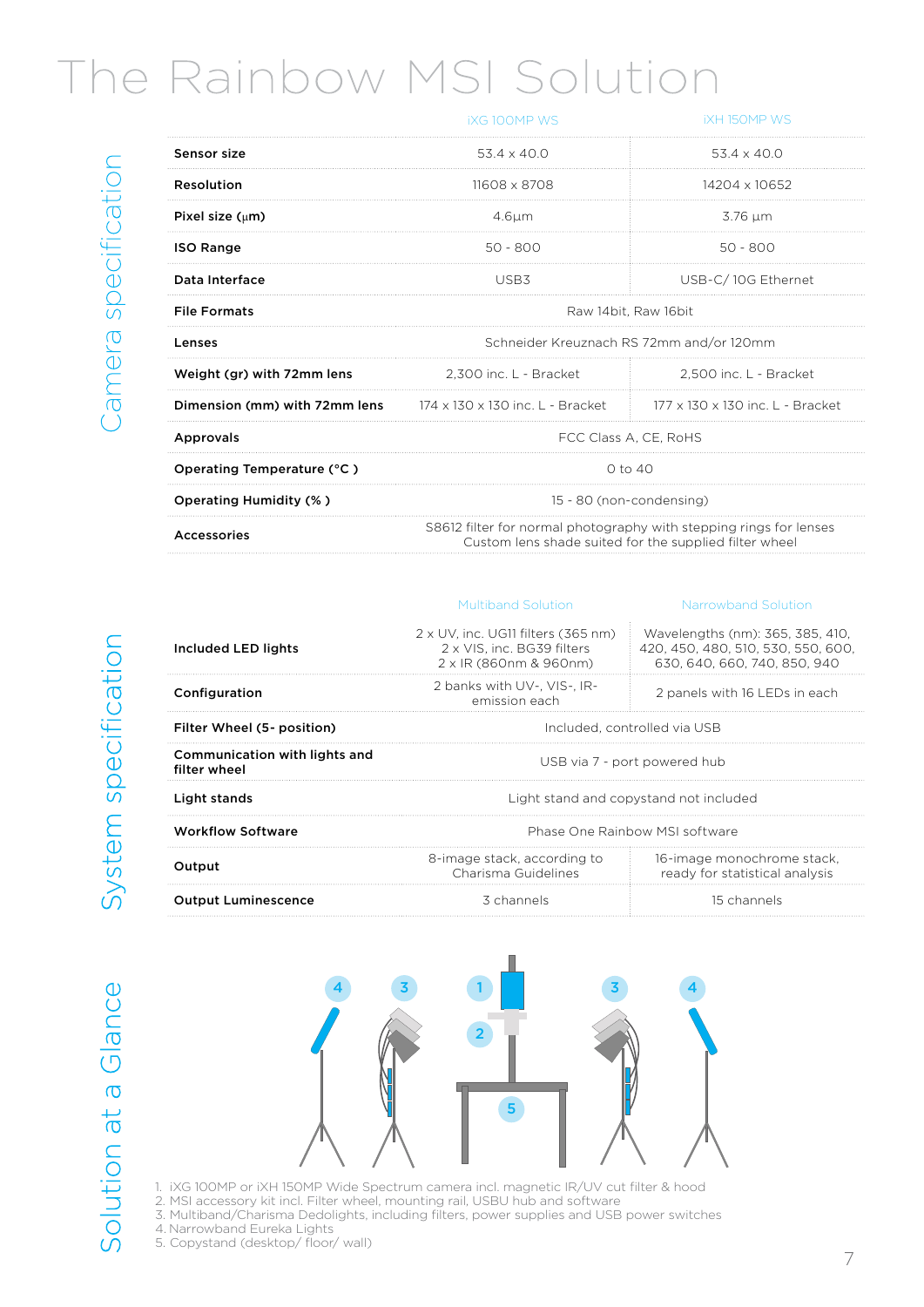# The Rainbow MSI Solution

## Camera specification

| | iXG 100MP WS | iXH 150MP WS |
|---|---|---|
| **Sensor size** | 53.4 x 40.0 | 53.4 x 40.0 |
| **Resolution** | 11608 x 8708 | 14204 x 10652 |
| **Pixel size (μm)** | 4.6μm | 3.76 μm |
| **ISO Range** | 50 - 800 | 50 - 800 |
| **Data Interface** | USB3 | USB-C/ 10G Ethernet |
| **File Formats** | Raw 14bit, Raw 16bit | |
| **Lenses** | Schneider Kreuznach RS 72mm and/or 120mm | |
| **Weight (gr) with 72mm lens** | 2,300 inc. L - Bracket | 2,500 inc. L - Bracket |
| **Dimension (mm) with 72mm lens** | 174 x 130 x 130 inc. L - Bracket | 177 x 130 x 130 inc. L - Bracket |
| **Approvals** | FCC Class A, CE, RoHS | |
| **Operating Temperature (°C )** | 0 to 40 | |
| **Operating Humidity (% )** | 15 - 80 (non-condensing) | |
| **Accessories** | S8612 filter for normal photography with stepping rings for lenses<br>Custom lens shade suited for the supplied filter wheel | |

## System specification

| | Multiband Solution | Narrowband Solution |
|---|---|---|
| **Included LED lights** | 2 x UV, inc. UG11 filters (365 nm)<br>2 x VIS, inc. BG39 filters<br>2 x IR (860nm & 960nm) | Wavelengths (nm): 365, 385, 410, 420, 450, 480, 510, 530, 550, 600, 630, 640, 660, 740, 850, 940 |
| **Configuration** | 2 banks with UV-, VIS-, IR- emission each | 2 panels with 16 LEDs in each |
| **Filter Wheel (5- position)** | Included, controlled via USB | |
| **Communication with lights and filter wheel** | USB via 7 - port powered hub | |
| **Light stands** | Light stand and copystand not included | |
| **Workflow Software** | Phase One Rainbow MSI software | |
| **Output** | 8-image stack, according to Charisma Guidelines | 16-image monochrome stack, ready for statistical analysis |
| **Output Luminescence** | 3 channels | 15 channels |

## Solution at a Glance

1. iXG 100MP or iXH 150MP Wide Spectrum camera incl. magnetic IR/UV cut filter & hood
2. MSI accessory kit incl. Filter wheel, mounting rail, USBU hub and software
3. Multiband/Charisma Dedolights, including filters, power supplies and USB power switches
4. Narrowband Eureka Lights
5. Copystand (desktop/ floor/ wall)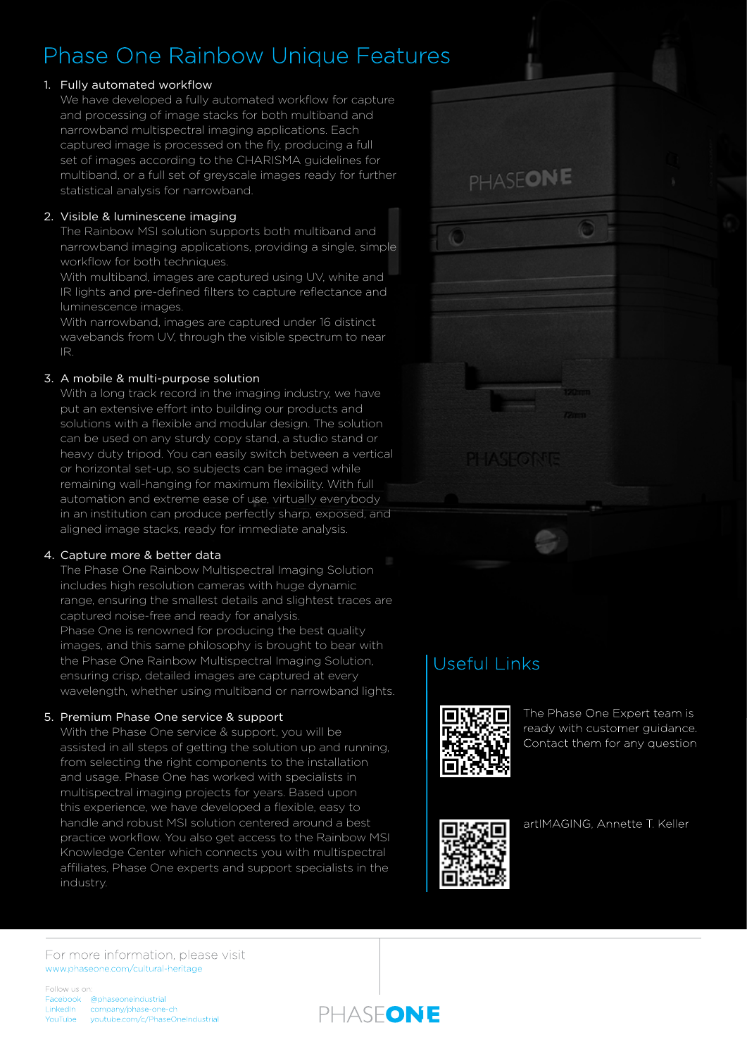# Phase One Rainbow Unique Features

1. Fully automated workflow
   We have developed a fully automated workflow for capture and processing of image stacks for both multiband and narrowband multispectral imaging applications. Each captured image is processed on the fly, producing a full set of images according to the CHARISMA guidelines for multiband, or a full set of greyscale images ready for further statistical analysis for narrowband.

2. Visible & luminescene imaging
   The Rainbow MSI solution supports both multiband and narrowband imaging applications, providing a single, simple workflow for both techniques.
   With multiband, images are captured using UV, white and IR lights and pre-defined filters to capture reflectance and luminescence images.
   With narrowband, images are captured under 16 distinct wavebands from UV, through the visible spectrum to near IR.

3. A mobile & multi-purpose solution
   With a long track record in the imaging industry, we have put an extensive effort into building our products and solutions with a flexible and modular design. The solution can be used on any sturdy copy stand, a studio stand or heavy duty tripod. You can easily switch between a vertical or horizontal set-up, so subjects can be imaged while remaining wall-hanging for maximum flexibility. With full automation and extreme ease of use, virtually everybody in an institution can produce perfectly sharp, exposed, and aligned image stacks, ready for immediate analysis.

4. Capture more & better data
   The Phase One Rainbow Multispectral Imaging Solution includes high resolution cameras with huge dynamic range, ensuring the smallest details and slightest traces are captured noise-free and ready for analysis.
   Phase One is renowned for producing the best quality images, and this same philosophy is brought to bear with the Phase One Rainbow Multispectral Imaging Solution, ensuring crisp, detailed images are captured at every wavelength, whether using multiband or narrowband lights.

5. Premium Phase One service & support
   With the Phase One service & support, you will be assisted in all steps of getting the solution up and running, from selecting the right components to the installation and usage. Phase One has worked with specialists in multispectral imaging projects for years. Based upon this experience, we have developed a flexible, easy to handle and robust MSI solution centered around a best practice workflow. You also get access to the Rainbow MSI Knowledge Center which connects you with multispectral affiliates, Phase One experts and support specialists in the industry.

## Useful Links

The Phase One Expert team is ready with customer guidance. Contact them for any question

artIMAGING, Annette T. Keller

For more information, please visit
www.phaseone.com/cultural-heritage

Follow us on:
Facebook @phaseoneindustrial
LinkedIn company/phase-one-dk
YouTube youtube.com/c/PhaseOneIndustrial

PHASEONE